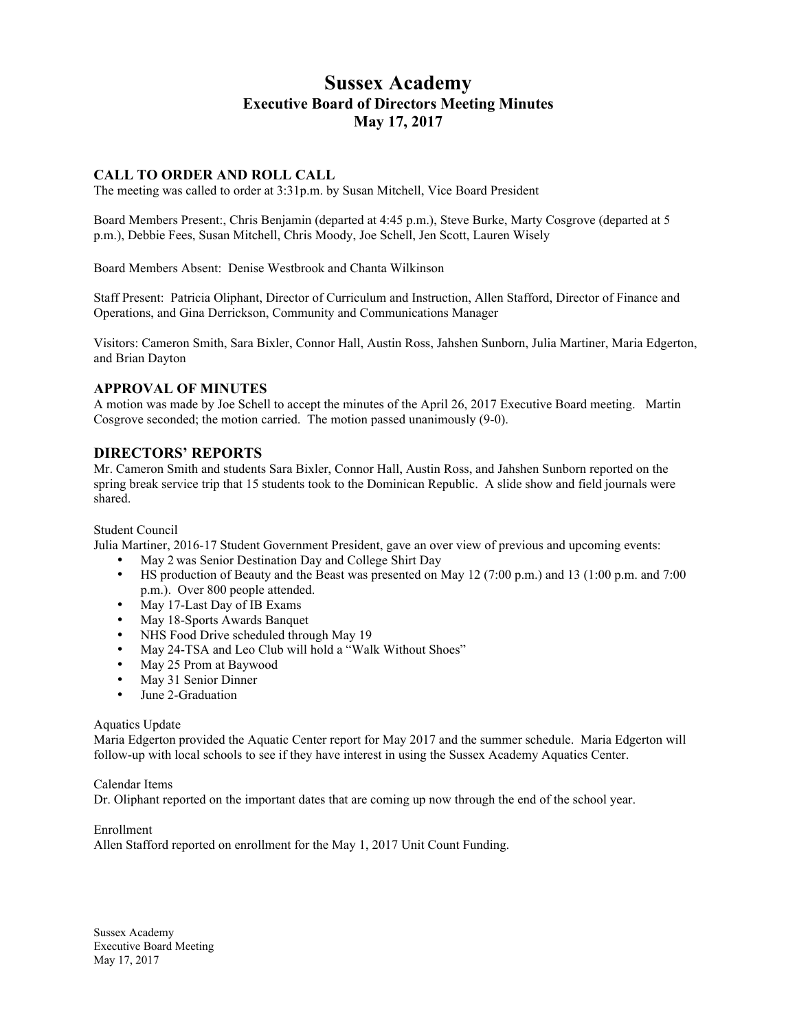# Sussex Academy
## Executive Board of Directors Meeting Minutes
## May 17, 2017

### CALL TO ORDER AND ROLL CALL

The meeting was called to order at 3:31p.m. by Susan Mitchell, Vice Board President

Board Members Present:, Chris Benjamin (departed at 4:45 p.m.), Steve Burke, Marty Cosgrove (departed at 5 p.m.), Debbie Fees, Susan Mitchell, Chris Moody, Joe Schell, Jen Scott, Lauren Wisely

Board Members Absent: Denise Westbrook and Chanta Wilkinson

Staff Present: Patricia Oliphant, Director of Curriculum and Instruction, Allen Stafford, Director of Finance and Operations, and Gina Derrickson, Community and Communications Manager

Visitors: Cameron Smith, Sara Bixler, Connor Hall, Austin Ross, Jahshen Sunborn, Julia Martiner, Maria Edgerton, and Brian Dayton

### APPROVAL OF MINUTES

A motion was made by Joe Schell to accept the minutes of the April 26, 2017 Executive Board meeting. Martin Cosgrove seconded; the motion carried. The motion passed unanimously (9-0).

### DIRECTORS' REPORTS

Mr. Cameron Smith and students Sara Bixler, Connor Hall, Austin Ross, and Jahshen Sunborn reported on the spring break service trip that 15 students took to the Dominican Republic. A slide show and field journals were shared.

Student Council

Julia Martiner, 2016-17 Student Government President, gave an over view of previous and upcoming events:

- May 2 was Senior Destination Day and College Shirt Day
- HS production of Beauty and the Beast was presented on May 12 (7:00 p.m.) and 13 (1:00 p.m. and 7:00 p.m.). Over 800 people attended.
- May 17-Last Day of IB Exams
- May 18-Sports Awards Banquet
- NHS Food Drive scheduled through May 19
- May 24-TSA and Leo Club will hold a "Walk Without Shoes"
- May 25 Prom at Baywood
- May 31 Senior Dinner
- June 2-Graduation

Aquatics Update

Maria Edgerton provided the Aquatic Center report for May 2017 and the summer schedule. Maria Edgerton will follow-up with local schools to see if they have interest in using the Sussex Academy Aquatics Center.

Calendar Items

Dr. Oliphant reported on the important dates that are coming up now through the end of the school year.

Enrollment

Allen Stafford reported on enrollment for the May 1, 2017 Unit Count Funding.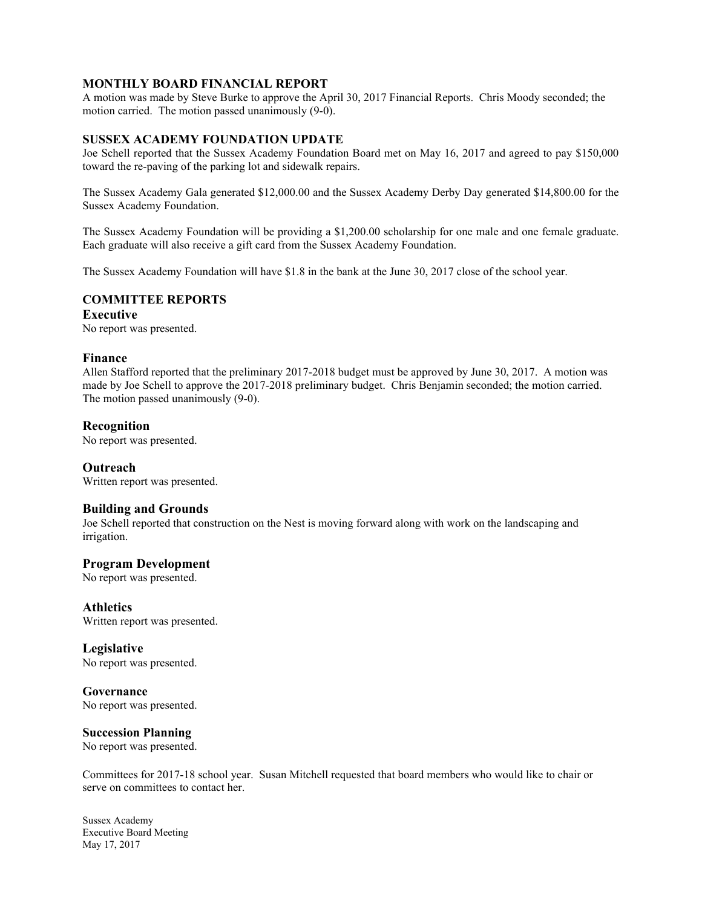## MONTHLY BOARD FINANCIAL REPORT

A motion was made by Steve Burke to approve the April 30, 2017 Financial Reports. Chris Moody seconded; the motion carried. The motion passed unanimously (9-0).

## SUSSEX ACADEMY FOUNDATION UPDATE

Joe Schell reported that the Sussex Academy Foundation Board met on May 16, 2017 and agreed to pay $150,000 toward the re-paving of the parking lot and sidewalk repairs.

The Sussex Academy Gala generated $12,000.00 and the Sussex Academy Derby Day generated $14,800.00 for the Sussex Academy Foundation.

The Sussex Academy Foundation will be providing a $1,200.00 scholarship for one male and one female graduate. Each graduate will also receive a gift card from the Sussex Academy Foundation.

The Sussex Academy Foundation will have $1.8 in the bank at the June 30, 2017 close of the school year.

## COMMITTEE REPORTS

### Executive

No report was presented.

### Finance

Allen Stafford reported that the preliminary 2017-2018 budget must be approved by June 30, 2017. A motion was made by Joe Schell to approve the 2017-2018 preliminary budget. Chris Benjamin seconded; the motion carried. The motion passed unanimously (9-0).

### Recognition

No report was presented.

### Outreach

Written report was presented.

### Building and Grounds

Joe Schell reported that construction on the Nest is moving forward along with work on the landscaping and irrigation.

### Program Development

No report was presented.

### Athletics

Written report was presented.

### Legislative

No report was presented.

### Governance

No report was presented.

### Succession Planning

No report was presented.

Committees for 2017-18 school year. Susan Mitchell requested that board members who would like to chair or serve on committees to contact her.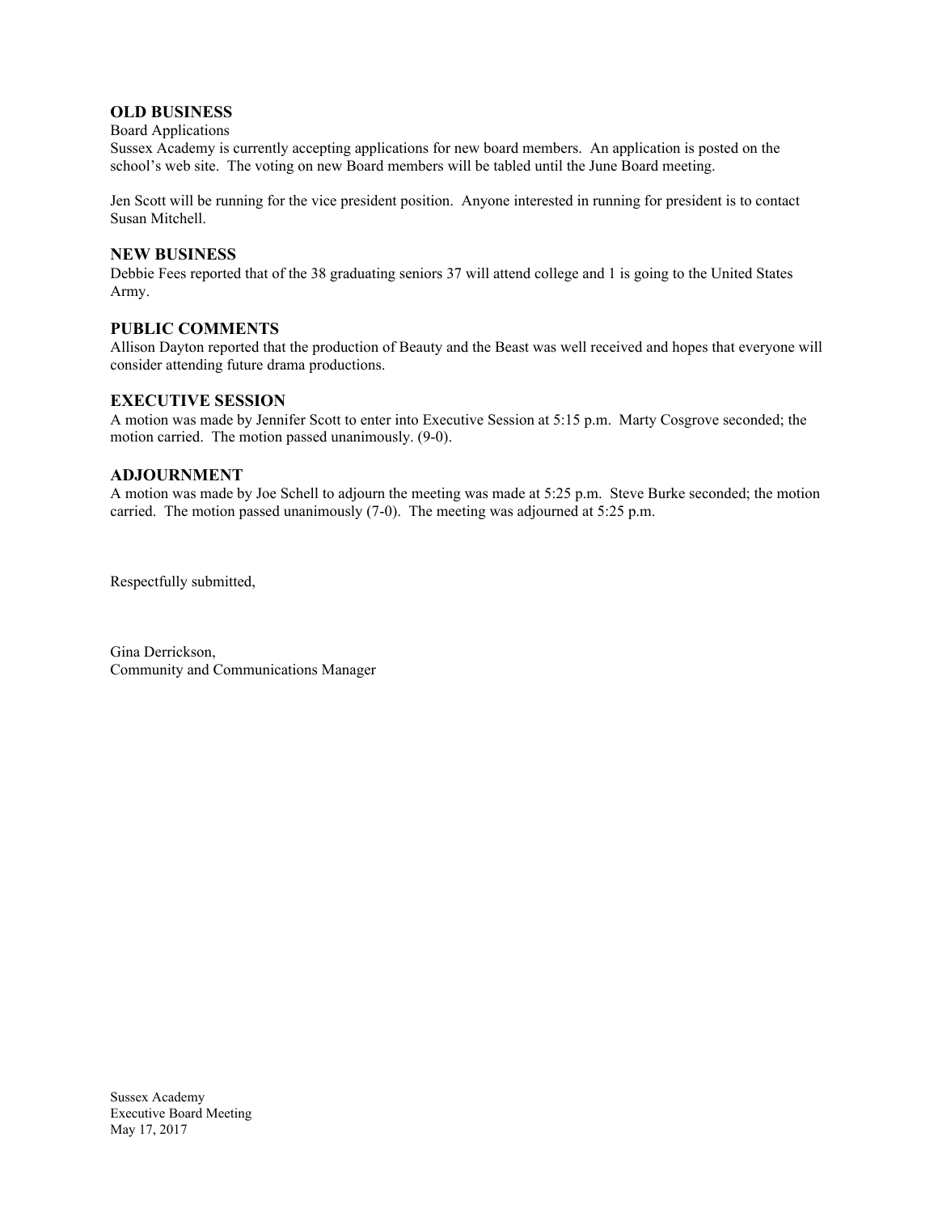## OLD BUSINESS

Board Applications

Sussex Academy is currently accepting applications for new board members. An application is posted on the school's web site. The voting on new Board members will be tabled until the June Board meeting.

Jen Scott will be running for the vice president position. Anyone interested in running for president is to contact Susan Mitchell.

## NEW BUSINESS

Debbie Fees reported that of the 38 graduating seniors 37 will attend college and 1 is going to the United States Army.

## PUBLIC COMMENTS

Allison Dayton reported that the production of Beauty and the Beast was well received and hopes that everyone will consider attending future drama productions.

## EXECUTIVE SESSION

A motion was made by Jennifer Scott to enter into Executive Session at 5:15 p.m. Marty Cosgrove seconded; the motion carried. The motion passed unanimously. (9-0).

## ADJOURNMENT

A motion was made by Joe Schell to adjourn the meeting was made at 5:25 p.m. Steve Burke seconded; the motion carried. The motion passed unanimously (7-0). The meeting was adjourned at 5:25 p.m.

Respectfully submitted,

Gina Derrickson,
Community and Communications Manager